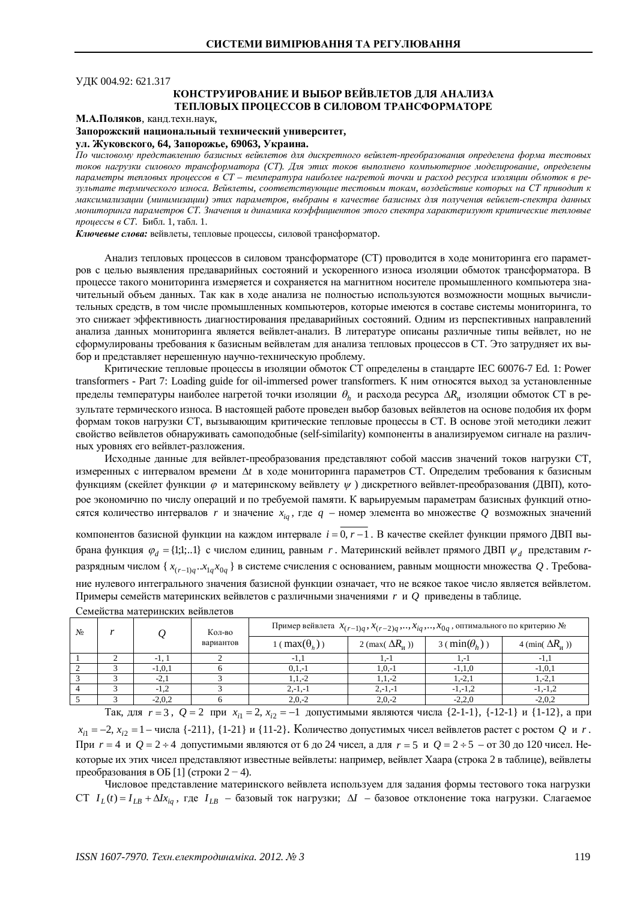УДК 004.92: 621.317

# КОНСТРУИРОВАНИЕ И ВЫБОР ВЕЙВЛЕТОВ ДЛЯ АНАЛИЗА ТЕПЛОВЫХ ПРОЦЕССОВ В СИЛОВОМ ТРАНСФОРМАТОРЕ

**М.А.Поляков**, канд.техн.наук,

**Запорожский национальный технический университет,**

**ул. Жуковского, 64, Запорожье, 69063, Украина.**

*По числовому представлению базисных вейвлетов для дискретного вейвлет-преобразования определена форма тестовых токов нагрузки силового трансформатора (СТ). Для этих токов выполнено компьютерное моделирование, определены параметры тепловых процессов в СТ – температура наиболее нагретой точки и расход ресурса изоляции обмоток в результате термического износа. Вейвлеты, соответствующие тестовым токам, воздействие которых на СТ приводит к максимализации (минимизации) этих параметров, выбраны в качестве базисных для получения вейвлет-спектра данных мониторинга параметров СТ. Значения и динамика коэффициентов этого спектра характеризуют критические тепловые процессы в СТ.* Библ. 1, табл. 1.

***Ключевые слова:*** вейвлеты, тепловые процессы, силовой трансформатор.

Анализ тепловых процессов в силовом трансформаторе (СТ) проводится в ходе мониторинга его параметров с целью выявления предаварийных состояний и ускоренного износа изоляции обмоток трансформатора. В процессе такого мониторинга измеряется и сохраняется на магнитном носителе промышленного компьютера значительный объем данных. Так как в ходе анализа не полностью используются возможности мощных вычислительных средств, в том числе промышленных компьютеров, которые имеются в составе системы мониторинга, то это снижает эффективность диагностирования предаварийных состояний. Одним из перспективных направлений анализа данных мониторинга является вейвлет-анализ. В литературе описаны различные типы вейвлет, но не сформулированы требования к базисным вейвлетам для анализа тепловых процессов в СТ. Это затрудняет их выбор и представляет нерешенную научно-техническую проблему.

Критические тепловые процессы в изоляции обмоток СТ определены в стандарте IEC 60076-7 Ed. 1: Power transformers - Part 7: Loading guide for oil-immersed power transformers. К ним относятся выход за установленные пределы температуры наиболее нагретой точки изоляции $\theta_h$ и расхода ресурса $\Delta R_{и}$ изоляции обмоток СТ в результате термического износа. В настоящей работе проведен выбор базовых вейвлетов на основе подобия их форм формам токов нагрузки СТ, вызывающим критические тепловые процессы в СТ. В основе этой методики лежит свойство вейвлетов обнаруживать самоподобные (self-similarity) компоненты в анализируемом сигнале на различных уровнях его вейвлет-разложения.

Исходные данные для вейвлет-преобразования представляют собой массив значений токов нагрузки СТ, измеренных с интервалом времени $\Delta t$ в ходе мониторинга параметров СТ. Определим требования к базисным функциям (скейлет функции $\varphi$ и материнскому вейвлету $\psi$) дискретного вейвлет-преобразования (ДВП), которое экономично по числу операций и по требуемой памяти. К варьируемым параметрам базисных функций относятся количество интервалов $r$ и значение $x_{iq}$, где $q$ – номер элемента во множестве $Q$ возможных значений компонентов базисной функции на каждом интервале $i = \overline{0, r-1}$. В качестве скейлет функции прямого ДВП выбрана функция $\varphi_d = \{1;1;..1\}$ с числом единиц, равным $r$. Материнский вейвлет прямого ДВП $\psi_d$ представим $r$-разрядным числом { $x_{(r-1)q}..x_{1q}x_{0q}$ } в системе счисления с основанием, равным мощности множества $Q$. Требование нулевого интегрального значения базисной функции означает, что не всякое такое число является вейвлетом. Примеры семейств материнских вейвлетов с различными значениями $r$ и $Q$ приведены в таблице.

Семейства материнских вейвлетов

| № | $r$ | $Q$ | Кол-во вариантов | Пример вейвлета $x_{(r-1)q}, x_{(r-2)q},.., x_{iq},.., x_{0q}$, оптимального по критерию № | | | |
|---|---|---|---|---|---|---|---|
| | | | | 1 ( $\max(\theta_h)$ ) | 2 (max( $\Delta R_{и}$ )) | 3 ( $\min(\theta_h)$ ) | 4 (min( $\Delta R_{и}$ )) |
| 1 | 2 | -1, 1 | 2 | -1,1 | 1,-1 | 1,-1 | -1,1 |
| 2 | 3 | -1,0,1 | 6 | 0,1,-1 | 1,0,-1 | -1,1,0 | -1,0,1 |
| 3 | 3 | -2,1 | 3 | 1,1,-2 | 1,1,-2 | 1,-2,1 | 1,-2,1 |
| 4 | 3 | -1,2 | 3 | 2,-1,-1 | 2,-1,-1 | -1,-1,2 | -1,-1,2 |
| 5 | 3 | -2,0,2 | 6 | 2,0,-2 | 2,0,-2 | -2,2,0 | -2,0,2 |

Так, для $r = 3$, $Q = 2$ при $x_{i1} = 2, x_{i2} = -1$ допустимыми являются числа {2-1-1}, {-12-1} и {1-12}, а при $x_{i1} = -2, x_{i2} = 1$ – числа {-211}, {1-21} и {11-2}. Количество допустимых чисел вейвлетов растет с ростом $Q$ и $r$. При $r = 4$ и $Q = 2 \div 4$ допустимыми являются от 6 до 24 чисел, а для $r = 5$ и $Q = 2 \div 5$ – от 30 до 120 чисел. Некоторые их этих чисел представляют известные вейвлеты: например, вейвлет Хаара (строка 2 в таблице), вейвлеты преобразования в ОБ [1] (строки 2 − 4).

Числовое представление материнского вейвлета используем для задания формы тестового тока нагрузки СТ $I_L(t) = I_{LB} + \Delta I x_{iq}$, где $I_{LB}$ – базовый ток нагрузки; $\Delta I$ – базовое отклонение тока нагрузки. Слагаемое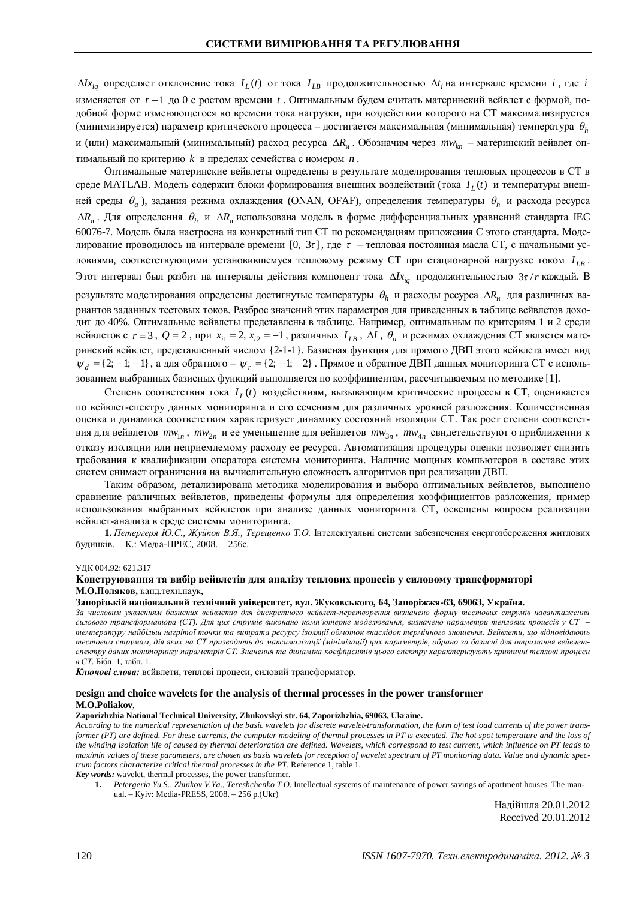$\Delta Ix_{iq}$ определяет отклонение тока $I_L(t)$ от тока $I_{LB}$ продолжительностью $\Delta t_i$ на интервале времени $i$, где $i$ изменяется от $r-1$ до 0 с ростом времени $t$. Оптимальным будем считать материнский вейвлет с формой, подобной форме изменяющегося во времени тока нагрузки, при воздействии которого на СТ максимализируется (минимизируется) параметр критического процесса – достигается максимальная (минимальная) температура $\theta_h$ и (или) максимальный (минимальный) расход ресурса $\Delta R_и$. Обозначим через $mw_{kn}$ – материнский вейвлет оптимальный по критерию $k$ в пределах семейства с номером $n$.

Оптимальные материнские вейвлеты определены в результате моделирования тепловых процессов в СТ в среде MATLAB. Модель содержит блоки формирования внешних воздействий (тока $I_L(t)$ и температуры внешней среды $\theta_a$), задания режима охлаждения (ONAN, OFAF), определения температуры $\theta_h$ и расхода ресурса $\Delta R_и$. Для определения $\theta_h$ и $\Delta R_и$ использована модель в форме дифференциальных уравнений стандарта IEC 60076-7. Модель была настроена на конкретный тип СТ по рекомендациям приложения С этого стандарта. Моделирование проводилось на интервале времени $[0,\ 3\tau]$, где $\tau$ – тепловая постоянная масла СТ, с начальными условиями, соответствующими установившемуся тепловому режиму СТ при стационарной нагрузке током $I_{LB}$. Этот интервал был разбит на интервалы действия компонент тока $\Delta Ix_{iq}$ продолжительностью $3\tau / r$ каждый. В результате моделирования определены достигнутые температуры $\theta_h$ и расходы ресурса $\Delta R_и$ для различных вариантов заданных тестовых токов. Разброс значений этих параметров для приведенных в таблице вейвлетов доходит до 40%. Оптимальные вейвлеты представлены в таблице. Например, оптимальным по критериям 1 и 2 среди вейвлетов с $r=3$, $Q=2$, при $x_{i1}=2,\ x_{i2}=-1$, различных $I_{LB}$, $\Delta I$, $\theta_a$ и режимах охлаждения СТ является материнский вейвлет, представленный числом {2-1-1}. Базисная функция для прямого ДВП этого вейвлета имеет вид $\psi_d = \{2; -1; -1\}$, а для обратного – $\psi_r = \{2; -1;\ \ 2\}$. Прямое и обратное ДВП данных мониторинга СТ с использованием выбранных базисных функций выполняется по коэффициентам, рассчитываемым по методике [1].

Степень соответствия тока $I_L(t)$ воздействиям, вызывающим критические процессы в СТ, оценивается по вейвлет-спектру данных мониторинга и его сечениям для различных уровней разложения. Количественная оценка и динамика соответствия характеризует динамику состояний изоляции СТ. Так рост степени соответствия для вейвлетов $mw_{1n}$, $mw_{2n}$ и ее уменьшение для вейвлетов $mw_{3n}$, $mw_{4n}$ свидетельствуют о приближении к отказу изоляции или неприемлемому расходу ее ресурса. Автоматизация процедуры оценки позволяет снизить требования к квалификации оператора системы мониторинга. Наличие мощных компьютеров в составе этих систем снимает ограничения на вычислительную сложность алгоритмов при реализации ДВП.

Таким образом, детализирована методика моделирования и выбора оптимальных вейвлетов, выполнено сравнение различных вейвлетов, приведены формулы для определения коэффициентов разложения, пример использования выбранных вейвлетов при анализе данных мониторинга СТ, освещены вопросы реализации вейвлет-анализа в среде системы мониторинга.

**1.** *Петергеря Ю.С., Жуйков В.Я., Терещенко Т.О.* Інтелектуальні системи забезпечення енергозбереження житлових будинків. − К.: Медіа-ПРЕС, 2008. − 256с.

УДК 004.92: 621.317

## Конструювання та вибір вейвлетів для аналізу теплових процесів у силовому трансформаторі

**М.О.Поляков,** канд.техн.наук,

**Запорізькій національний технічний університет, вул. Жуковського, 64, Запоріжжя-63, 69063, Україна.**

*За числовим уявленням базисних вейвлетів для дискретного вейвлет-перетворення визначено форму тестових струмів навантаження силового трансформатора (СТ). Для цих струмів виконано комп'ютерне моделювання, визначено параметри теплових процесів у СТ – температуру найбільш нагрітої точки та витрата ресурсу ізоляції обмоток внаслідок термічного зношення. Вейвлети, що відповідають тестовим струмам, дія яких на СТ призводить до максимізації (мінімізації) цих параметрів, обрано за базисні для отримання вейвлет-спектру даних моніторингу параметрів СТ. Значення та динаміка коефіцієнтів цього спектру характеризують критичні теплові процеси в СТ.* Бібл. 1, табл. 1.

***Ключові слова:*** вейвлети, теплові процеси, силовий трансформатор.

## Design and choice wavelets for the analysis of thermal processes in the power transformer

**M.O.Poliakov**,

**Zaporizhzhia National Technical University, Zhukovskyi str. 64, Zaporizhzhia, 69063, Ukraine.**

*According to the numerical representation of the basic wavelets for discrete wavelet-transformation, the form of test load currents of the power transformer (PT) are defined. For these currents, the computer modeling of thermal processes in PT is executed. The hot spot temperature and the loss of the winding isolation life of caused by thermal deterioration are defined. Wavelets, which correspond to test current, which influence on PT leads to max/min values of these parameters, are chosen as basis wavelets for reception of wavelet spectrum of PT monitoring data. Value and dynamic spectrum factors characterize critical thermal processes in the PT.* Reference 1, table 1.

***Key words:*** wavelet, thermal processes, the power transformer.

1. *Petergeria Yu.S., Zhuikov V.Ya., Tereshchenko T.O.* Intellectual systems of maintenance of power savings of apartment houses. The manual. – Kyiv: Media-PRESS, 2008. – 256 p.(Ukr)

Надійшла 20.01.2012
Received 20.01.2012